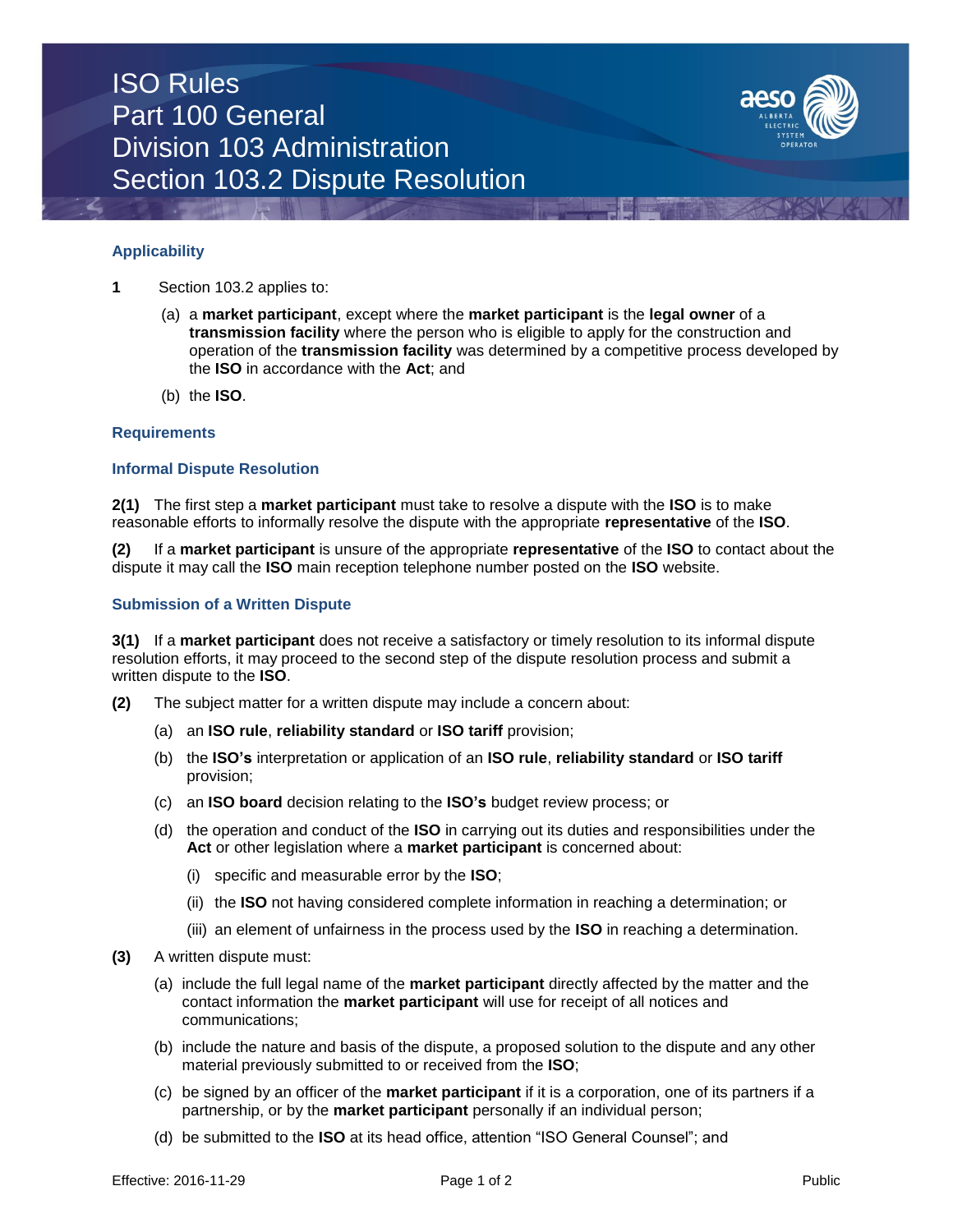# ISO Rules
# Part 100 General
# Division 103 Administration
# Section 103.2 Dispute Resolution

### Applicability

**1** Section 103.2 applies to:

(a) a **market participant**, except where the **market participant** is the **legal owner** of a **transmission facility** where the person who is eligible to apply for the construction and operation of the **transmission facility** was determined by a competitive process developed by the **ISO** in accordance with the **Act**; and

(b) the **ISO**.

### Requirements

### Informal Dispute Resolution

**2(1)** The first step a **market participant** must take to resolve a dispute with the **ISO** is to make reasonable efforts to informally resolve the dispute with the appropriate **representative** of the **ISO**.

**(2)** If a **market participant** is unsure of the appropriate **representative** of the **ISO** to contact about the dispute it may call the **ISO** main reception telephone number posted on the **ISO** website.

### Submission of a Written Dispute

**3(1)** If a **market participant** does not receive a satisfactory or timely resolution to its informal dispute resolution efforts, it may proceed to the second step of the dispute resolution process and submit a written dispute to the **ISO**.

**(2)** The subject matter for a written dispute may include a concern about:

(a) an **ISO rule**, **reliability standard** or **ISO tariff** provision;

(b) the **ISO's** interpretation or application of an **ISO rule**, **reliability standard** or **ISO tariff** provision;

(c) an **ISO board** decision relating to the **ISO's** budget review process; or

(d) the operation and conduct of the **ISO** in carrying out its duties and responsibilities under the **Act** or other legislation where a **market participant** is concerned about:

(i) specific and measurable error by the **ISO**;

(ii) the **ISO** not having considered complete information in reaching a determination; or

(iii) an element of unfairness in the process used by the **ISO** in reaching a determination.

**(3)** A written dispute must:

(a) include the full legal name of the **market participant** directly affected by the matter and the contact information the **market participant** will use for receipt of all notices and communications;

(b) include the nature and basis of the dispute, a proposed solution to the dispute and any other material previously submitted to or received from the **ISO**;

(c) be signed by an officer of the **market participant** if it is a corporation, one of its partners if a partnership, or by the **market participant** personally if an individual person;

(d) be submitted to the **ISO** at its head office, attention "ISO General Counsel"; and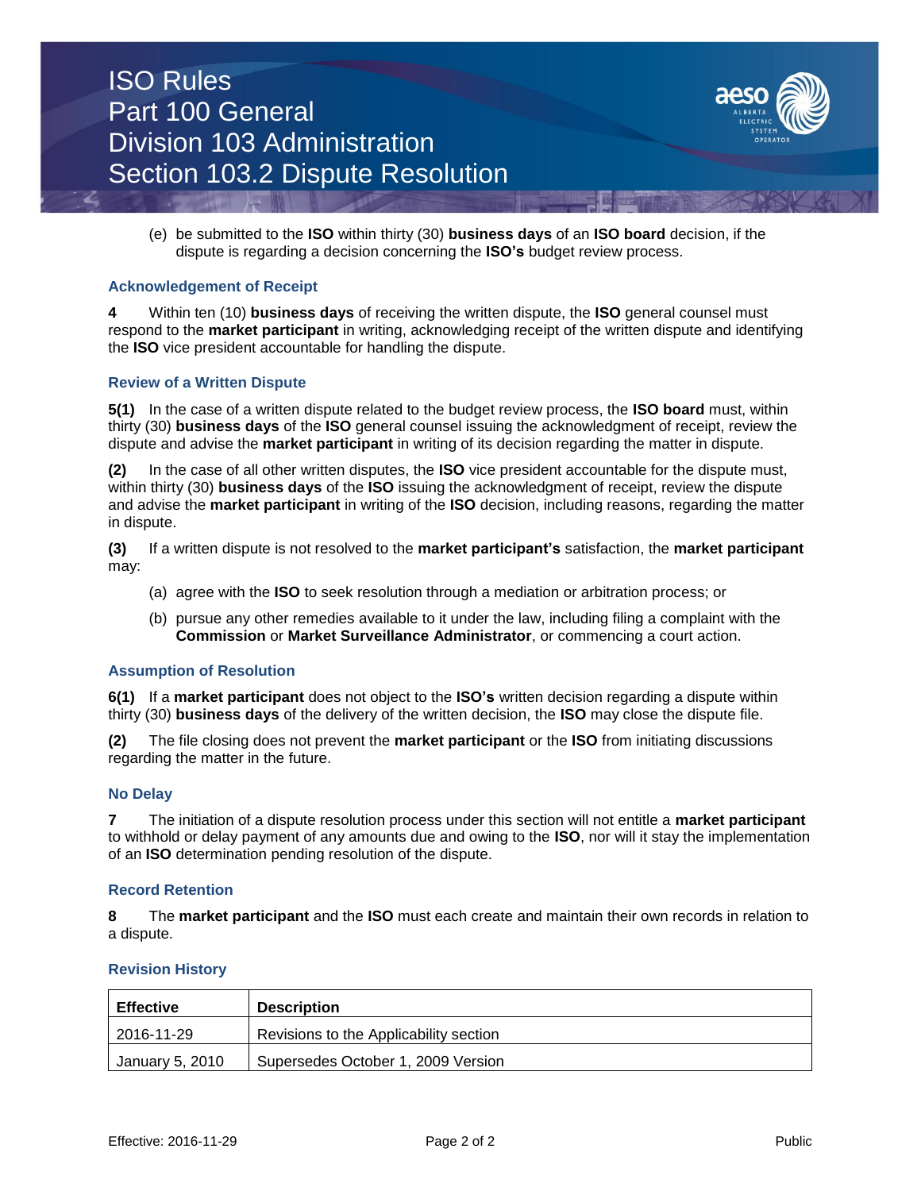(e) be submitted to the **ISO** within thirty (30) **business days** of an **ISO board** decision, if the dispute is regarding a decision concerning the **ISO's** budget review process.

### Acknowledgement of Receipt

**4** Within ten (10) **business days** of receiving the written dispute, the **ISO** general counsel must respond to the **market participant** in writing, acknowledging receipt of the written dispute and identifying the **ISO** vice president accountable for handling the dispute.

### Review of a Written Dispute

**5(1)** In the case of a written dispute related to the budget review process, the **ISO board** must, within thirty (30) **business days** of the **ISO** general counsel issuing the acknowledgment of receipt, review the dispute and advise the **market participant** in writing of its decision regarding the matter in dispute.

**(2)** In the case of all other written disputes, the **ISO** vice president accountable for the dispute must, within thirty (30) **business days** of the **ISO** issuing the acknowledgment of receipt, review the dispute and advise the **market participant** in writing of the **ISO** decision, including reasons, regarding the matter in dispute.

**(3)** If a written dispute is not resolved to the **market participant's** satisfaction, the **market participant** may:

(a) agree with the **ISO** to seek resolution through a mediation or arbitration process; or

(b) pursue any other remedies available to it under the law, including filing a complaint with the **Commission** or **Market Surveillance Administrator**, or commencing a court action.

### Assumption of Resolution

**6(1)** If a **market participant** does not object to the **ISO's** written decision regarding a dispute within thirty (30) **business days** of the delivery of the written decision, the **ISO** may close the dispute file.

**(2)** The file closing does not prevent the **market participant** or the **ISO** from initiating discussions regarding the matter in the future.

### No Delay

**7** The initiation of a dispute resolution process under this section will not entitle a **market participant** to withhold or delay payment of any amounts due and owing to the **ISO**, nor will it stay the implementation of an **ISO** determination pending resolution of the dispute.

### Record Retention

**8** The **market participant** and the **ISO** must each create and maintain their own records in relation to a dispute.

### Revision History

| Effective | Description |
|---|---|
| 2016-11-29 | Revisions to the Applicability section |
| January 5, 2010 | Supersedes October 1, 2009 Version |